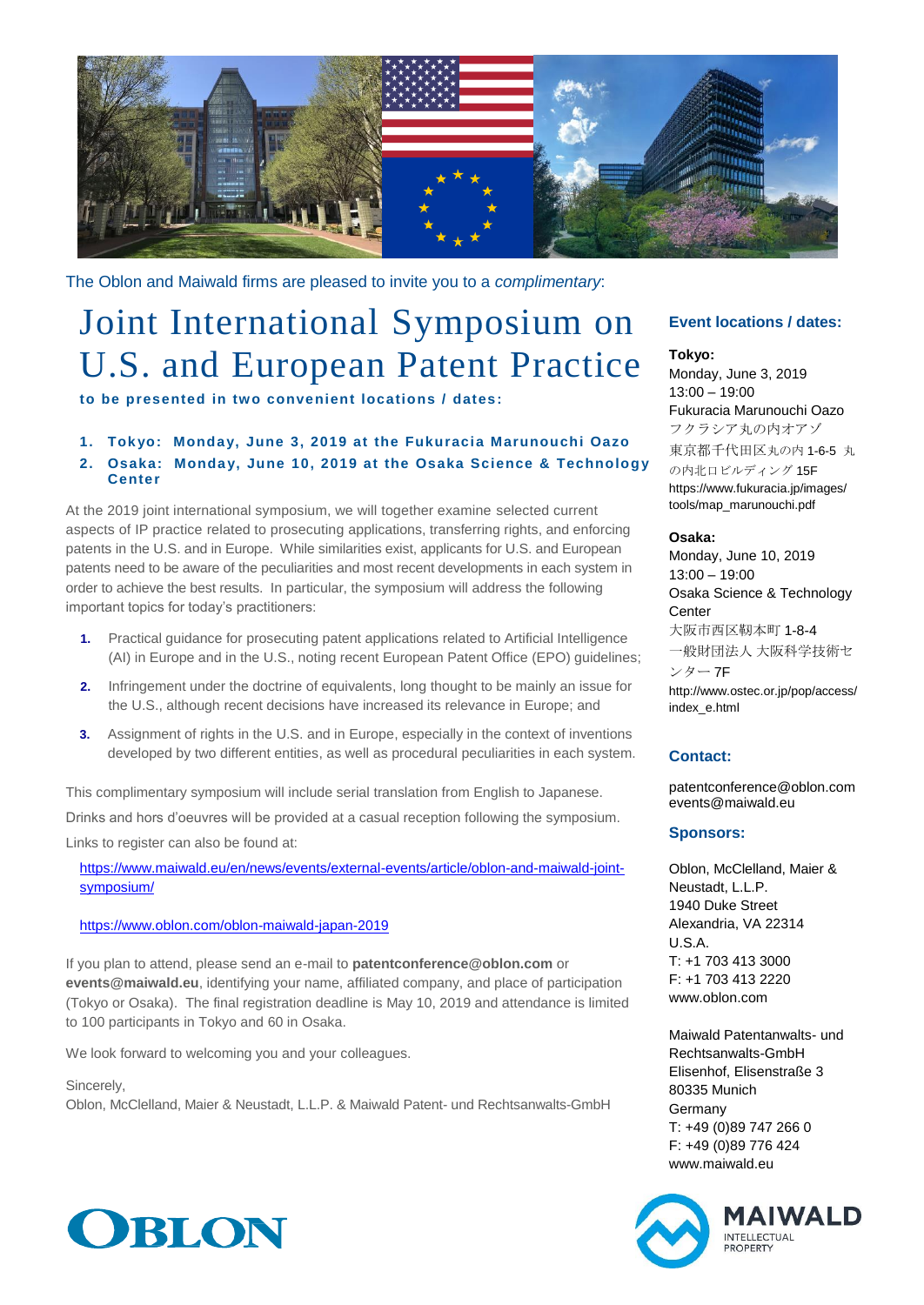The Oblon and Maiwald firms are pleased to invite you to a *complimentary*:

# Joint International Symposium on U.S. and European Patent Practice

**to be presented in two convenient locations / dates:**

1. **Tokyo: Monday, June 3, 2019 at the Fukuracia Marunouchi Oazo**
2. **Osaka: Monday, June 10, 2019 at the Osaka Science & Technology Center**

At the 2019 joint international symposium, we will together examine selected current aspects of IP practice related to prosecuting applications, transferring rights, and enforcing patents in the U.S. and in Europe. While similarities exist, applicants for U.S. and European patents need to be aware of the peculiarities and most recent developments in each system in order to achieve the best results. In particular, the symposium will address the following important topics for today's practitioners:

1. Practical guidance for prosecuting patent applications related to Artificial Intelligence (AI) in Europe and in the U.S., noting recent European Patent Office (EPO) guidelines;
2. Infringement under the doctrine of equivalents, long thought to be mainly an issue for the U.S., although recent decisions have increased its relevance in Europe; and
3. Assignment of rights in the U.S. and in Europe, especially in the context of inventions developed by two different entities, as well as procedural peculiarities in each system.

This complimentary symposium will include serial translation from English to Japanese.

Drinks and hors d'oeuvres will be provided at a casual reception following the symposium.

Links to register can also be found at:

https://www.maiwald.eu/en/news/events/external-events/article/oblon-and-maiwald-joint-symposium/

https://www.oblon.com/oblon-maiwald-japan-2019

If you plan to attend, please send an e-mail to **patentconference@oblon.com** or **events@maiwald.eu**, identifying your name, affiliated company, and place of participation (Tokyo or Osaka). The final registration deadline is May 10, 2019 and attendance is limited to 100 participants in Tokyo and 60 in Osaka.

We look forward to welcoming you and your colleagues.

Sincerely,
Oblon, McClelland, Maier & Neustadt, L.L.P. & Maiwald Patent- und Rechtsanwalts-GmbH

### Event locations / dates:

**Tokyo:**
Monday, June 3, 2019
13:00 – 19:00
Fukuracia Marunouchi Oazo
フクラシア丸の内オアゾ
東京都千代田区丸の内 1-6-5 丸の内北口ビルディング 15F
https://www.fukuracia.jp/images/tools/map_marunouchi.pdf

**Osaka:**
Monday, June 10, 2019
13:00 – 19:00
Osaka Science & Technology Center
大阪市西区靱本町 1-8-4
一般財団法人 大阪科学技術センター 7F
http://www.ostec.or.jp/pop/access/index_e.html

### Contact:

patentconference@oblon.com
events@maiwald.eu

### Sponsors:

Oblon, McClelland, Maier & Neustadt, L.L.P.
1940 Duke Street
Alexandria, VA 22314
U.S.A.
T: +1 703 413 3000
F: +1 703 413 2220
www.oblon.com

Maiwald Patentanwalts- und Rechtsanwalts-GmbH
Elisenhof, Elisenstraße 3
80335 Munich
Germany
T: +49 (0)89 747 266 0
F: +49 (0)89 776 424
www.maiwald.eu

OBLON

MAIWALD INTELLECTUAL PROPERTY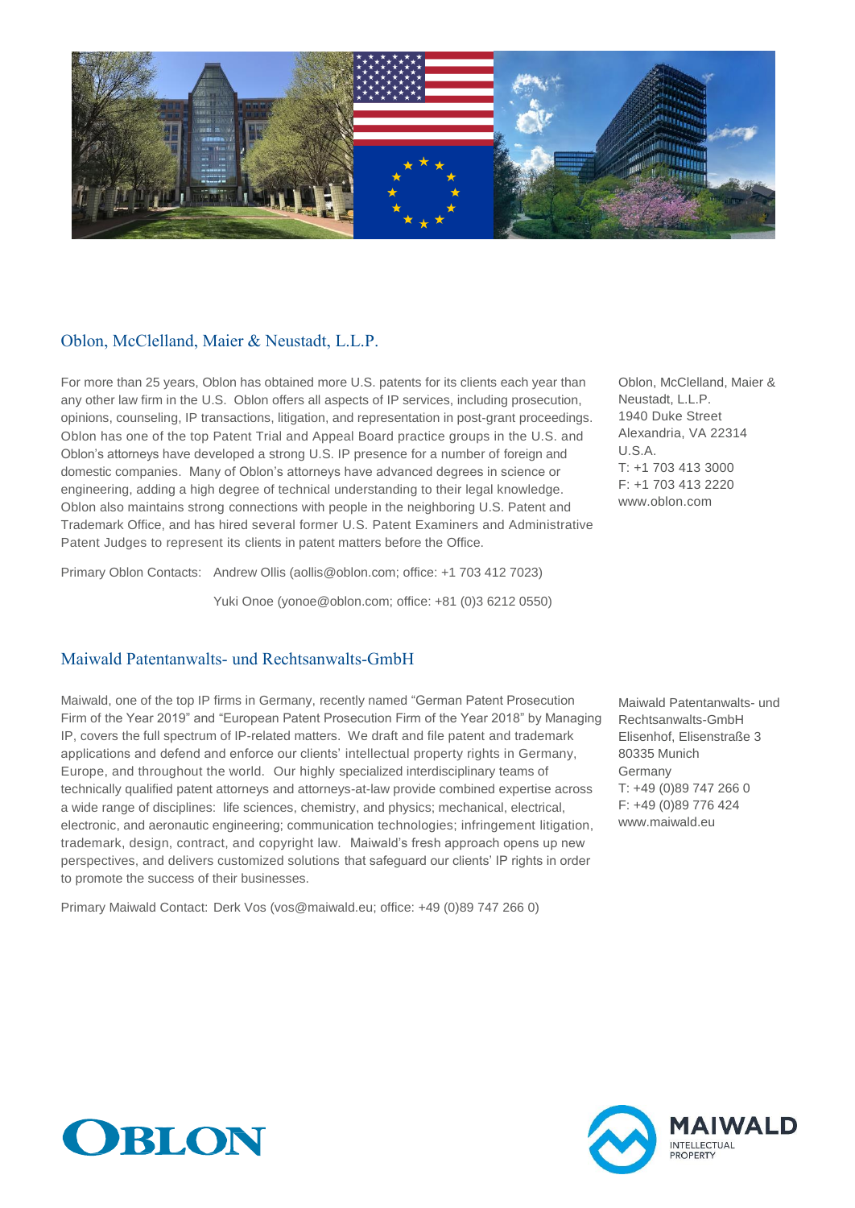## Oblon, McClelland, Maier & Neustadt, L.L.P.

For more than 25 years, Oblon has obtained more U.S. patents for its clients each year than any other law firm in the U.S. Oblon offers all aspects of IP services, including prosecution, opinions, counseling, IP transactions, litigation, and representation in post-grant proceedings. Oblon has one of the top Patent Trial and Appeal Board practice groups in the U.S. and Oblon's attorneys have developed a strong U.S. IP presence for a number of foreign and domestic companies. Many of Oblon's attorneys have advanced degrees in science or engineering, adding a high degree of technical understanding to their legal knowledge. Oblon also maintains strong connections with people in the neighboring U.S. Patent and Trademark Office, and has hired several former U.S. Patent Examiners and Administrative Patent Judges to represent its clients in patent matters before the Office.

Primary Oblon Contacts: Andrew Ollis (aollis@oblon.com; office: +1 703 412 7023)

Yuki Onoe (yonoe@oblon.com; office: +81 (0)3 6212 0550)

Oblon, McClelland, Maier & Neustadt, L.L.P.
1940 Duke Street
Alexandria, VA 22314
U.S.A.
T: +1 703 413 3000
F: +1 703 413 2220
www.oblon.com

## Maiwald Patentanwalts- und Rechtsanwalts-GmbH

Maiwald, one of the top IP firms in Germany, recently named "German Patent Prosecution Firm of the Year 2019" and "European Patent Prosecution Firm of the Year 2018" by Managing IP, covers the full spectrum of IP-related matters. We draft and file patent and trademark applications and defend and enforce our clients' intellectual property rights in Germany, Europe, and throughout the world. Our highly specialized interdisciplinary teams of technically qualified patent attorneys and attorneys-at-law provide combined expertise across a wide range of disciplines: life sciences, chemistry, and physics; mechanical, electrical, electronic, and aeronautic engineering; communication technologies; infringement litigation, trademark, design, contract, and copyright law. Maiwald's fresh approach opens up new perspectives, and delivers customized solutions that safeguard our clients' IP rights in order to promote the success of their businesses.

Primary Maiwald Contact: Derk Vos (vos@maiwald.eu; office: +49 (0)89 747 266 0)

Maiwald Patentanwalts- und Rechtsanwalts-GmbH
Elisenhof, Elisenstraße 3
80335 Munich
Germany
T: +49 (0)89 747 266 0
F: +49 (0)89 776 424
www.maiwald.eu

OBLON

MAIWALD INTELLECTUAL PROPERTY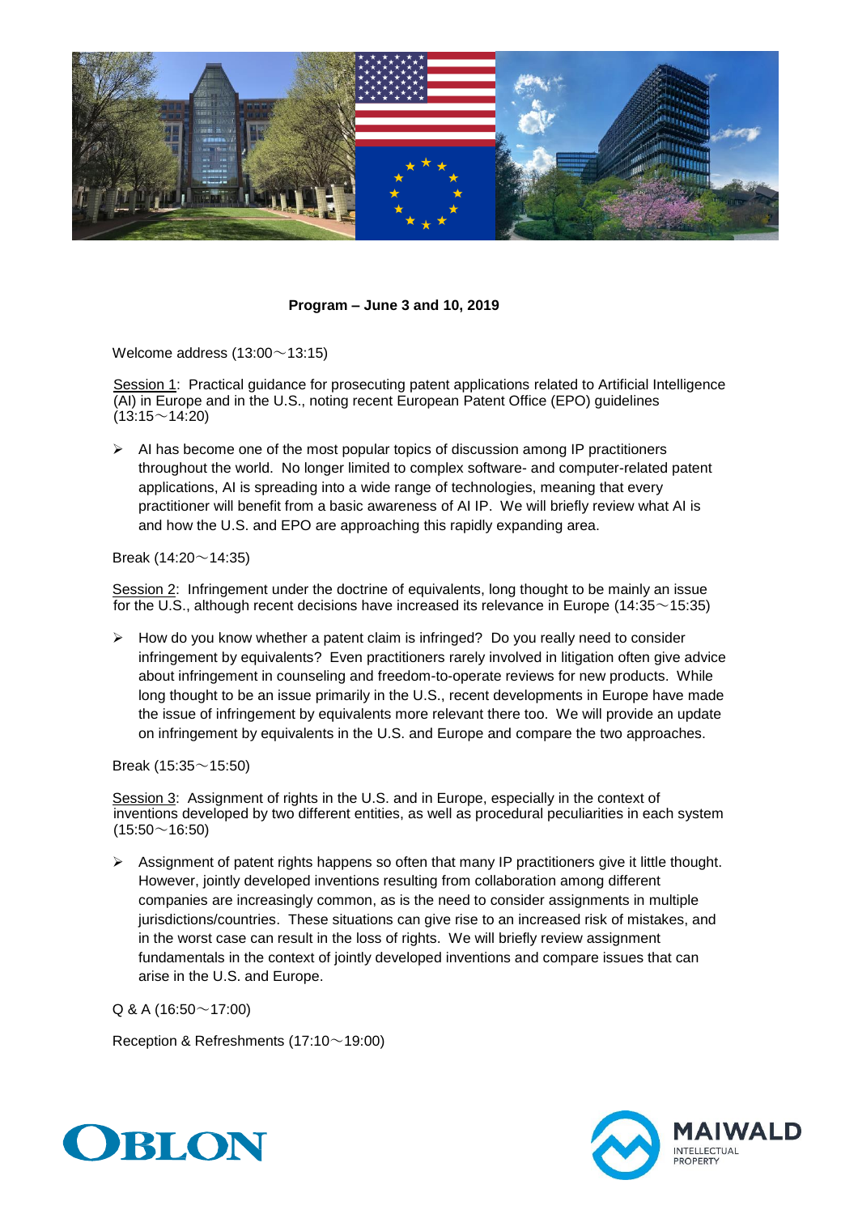**Program – June 3 and 10, 2019**

Welcome address (13:00～13:15)

Session 1: Practical guidance for prosecuting patent applications related to Artificial Intelligence (AI) in Europe and in the U.S., noting recent European Patent Office (EPO) guidelines (13:15～14:20)

- AI has become one of the most popular topics of discussion among IP practitioners throughout the world. No longer limited to complex software- and computer-related patent applications, AI is spreading into a wide range of technologies, meaning that every practitioner will benefit from a basic awareness of AI IP. We will briefly review what AI is and how the U.S. and EPO are approaching this rapidly expanding area.

Break (14:20～14:35)

Session 2: Infringement under the doctrine of equivalents, long thought to be mainly an issue for the U.S., although recent decisions have increased its relevance in Europe (14:35～15:35)

- How do you know whether a patent claim is infringed? Do you really need to consider infringement by equivalents? Even practitioners rarely involved in litigation often give advice about infringement in counseling and freedom-to-operate reviews for new products. While long thought to be an issue primarily in the U.S., recent developments in Europe have made the issue of infringement by equivalents more relevant there too. We will provide an update on infringement by equivalents in the U.S. and Europe and compare the two approaches.

Break (15:35～15:50)

Session 3: Assignment of rights in the U.S. and in Europe, especially in the context of inventions developed by two different entities, as well as procedural peculiarities in each system (15:50～16:50)

- Assignment of patent rights happens so often that many IP practitioners give it little thought. However, jointly developed inventions resulting from collaboration among different companies are increasingly common, as is the need to consider assignments in multiple jurisdictions/countries. These situations can give rise to an increased risk of mistakes, and in the worst case can result in the loss of rights. We will briefly review assignment fundamentals in the context of jointly developed inventions and compare issues that can arise in the U.S. and Europe.

Q & A (16:50～17:00)

Reception & Refreshments (17:10～19:00)

OBLON

MAIWALD INTELLECTUAL PROPERTY